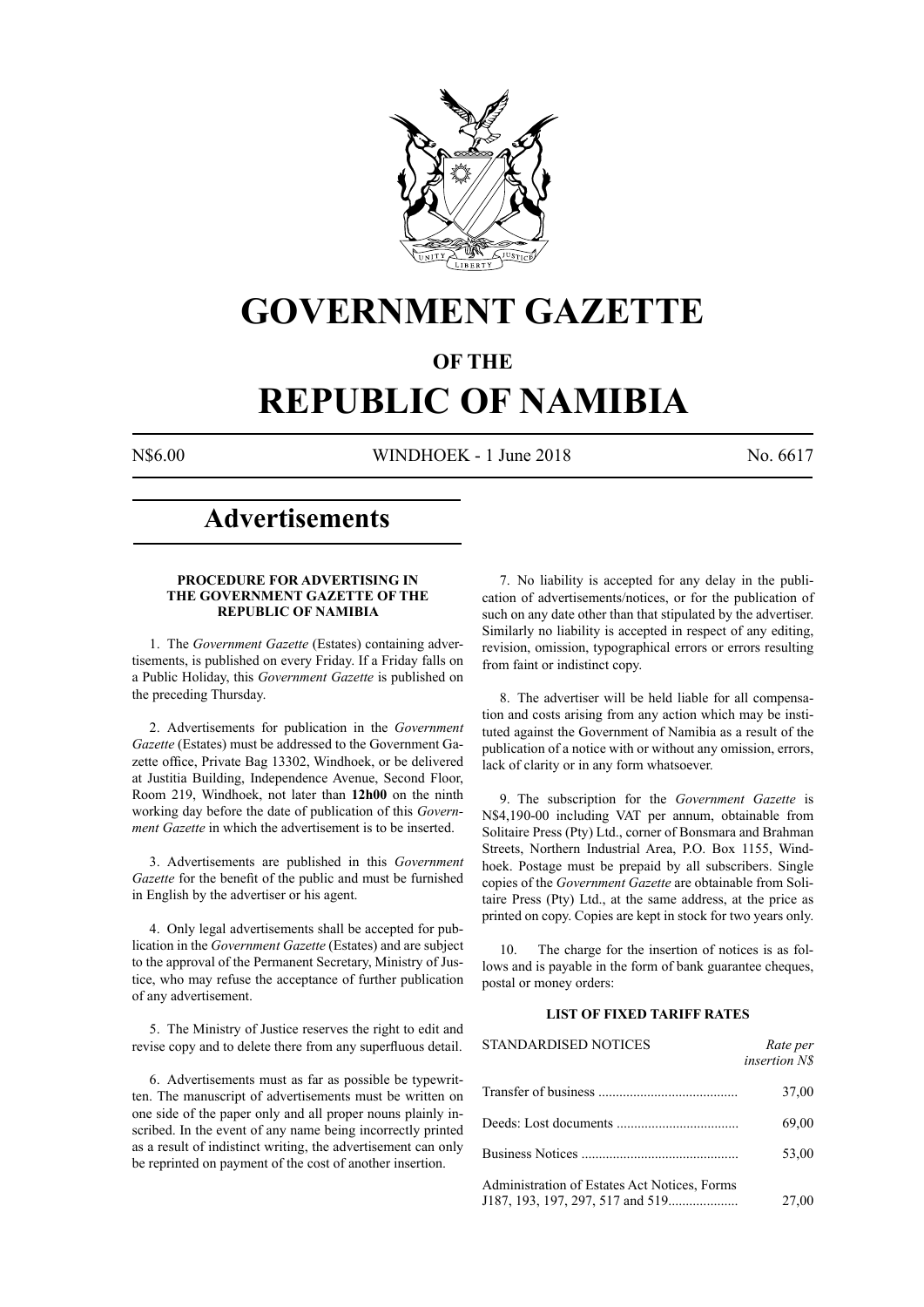# GOVERNMENT GAZETTE

## OF THE

# REPUBLIC OF NAMIBIA

N$6.00 WINDHOEK - 1 June 2018 No. 6617

## Advertisements

### PROCEDURE FOR ADVERTISING IN THE GOVERNMENT GAZETTE OF THE REPUBLIC OF NAMIBIA

1. The *Government Gazette* (Estates) containing advertisements, is published on every Friday. If a Friday falls on a Public Holiday, this *Government Gazette* is published on the preceding Thursday.

2. Advertisements for publication in the *Government Gazette* (Estates) must be addressed to the Government Gazette office, Private Bag 13302, Windhoek, or be delivered at Justitia Building, Independence Avenue, Second Floor, Room 219, Windhoek, not later than **12h00** on the ninth working day before the date of publication of this *Government Gazette* in which the advertisement is to be inserted.

3. Advertisements are published in this *Government Gazette* for the benefit of the public and must be furnished in English by the advertiser or his agent.

4. Only legal advertisements shall be accepted for publication in the *Government Gazette* (Estates) and are subject to the approval of the Permanent Secretary, Ministry of Justice, who may refuse the acceptance of further publication of any advertisement.

5. The Ministry of Justice reserves the right to edit and revise copy and to delete there from any superfluous detail.

6. Advertisements must as far as possible be typewritten. The manuscript of advertisements must be written on one side of the paper only and all proper nouns plainly inscribed. In the event of any name being incorrectly printed as a result of indistinct writing, the advertisement can only be reprinted on payment of the cost of another insertion.

7. No liability is accepted for any delay in the publication of advertisements/notices, or for the publication of such on any date other than that stipulated by the advertiser. Similarly no liability is accepted in respect of any editing, revision, omission, typographical errors or errors resulting from faint or indistinct copy.

8. The advertiser will be held liable for all compensation and costs arising from any action which may be instituted against the Government of Namibia as a result of the publication of a notice with or without any omission, errors, lack of clarity or in any form whatsoever.

9. The subscription for the *Government Gazette* is N$4,190-00 including VAT per annum, obtainable from Solitaire Press (Pty) Ltd., corner of Bonsmara and Brahman Streets, Northern Industrial Area, P.O. Box 1155, Windhoek. Postage must be prepaid by all subscribers. Single copies of the *Government Gazette* are obtainable from Solitaire Press (Pty) Ltd., at the same address, at the price as printed on copy. Copies are kept in stock for two years only.

10. The charge for the insertion of notices is as follows and is payable in the form of bank guarantee cheques, postal or money orders:

#### LIST OF FIXED TARIFF RATES

| STANDARDISED NOTICES | *Rate per insertion N$* |
|---|---|
| Transfer of business | 37,00 |
| Deeds: Lost documents | 69,00 |
| Business Notices | 53,00 |
| Administration of Estates Act Notices, Forms J187, 193, 197, 297, 517 and 519 | 27,00 |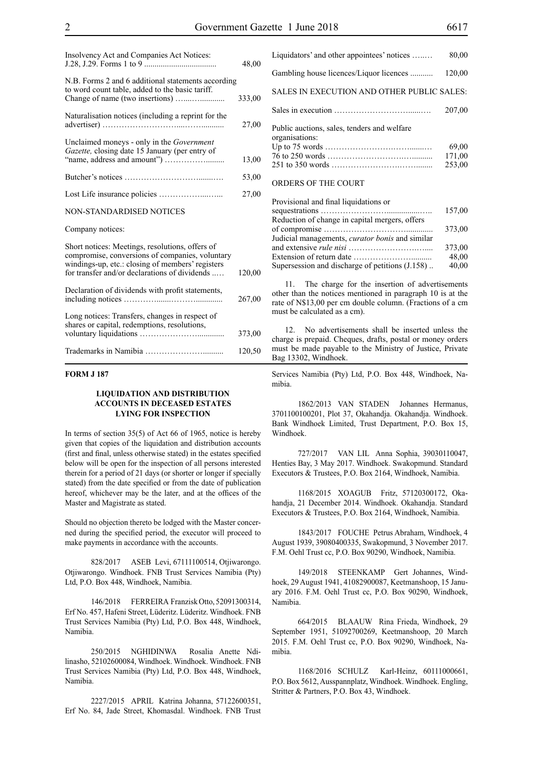| | |
|---|---|
| Insolvency Act and Companies Act Notices: J.28, J.29. Forms 1 to 9 | 48,00 |
| N.B. Forms 2 and 6 additional statements according to word count table, added to the basic tariff. Change of name (two insertions) | 333,00 |
| Naturalisation notices (including a reprint for the advertiser) | 27,00 |
| Unclaimed moneys - only in the *Government Gazette,* closing date 15 January (per entry of "name, address and amount") | 13,00 |
| Butcher's notices | 53,00 |
| Lost Life insurance policies | 27,00 |
| NON-STANDARDISED NOTICES | |
| Company notices: | |
| Short notices: Meetings, resolutions, offers of compromise, conversions of companies, voluntary windings-up, etc.: closing of members' registers for transfer and/or declarations of dividends | 120,00 |
| Declaration of dividends with profit statements, including notices | 267,00 |
| Long notices: Transfers, changes in respect of shares or capital, redemptions, resolutions, voluntary liquidations | 373,00 |
| Trademarks in Namibia | 120,50 |
| Liquidators' and other appointees' notices | 80,00 |
| Gambling house licences/Liquor licences | 120,00 |
| SALES IN EXECUTION AND OTHER PUBLIC SALES: | |
| Sales in execution | 207,00 |
| Public auctions, sales, tenders and welfare organisations: | |
| Up to 75 words | 69,00 |
| 76 to 250 words | 171,00 |
| 251 to 350 words | 253,00 |
| ORDERS OF THE COURT | |
| Provisional and final liquidations or sequestrations | 157,00 |
| Reduction of change in capital mergers, offers of compromise | 373,00 |
| Judicial managements, *curator bonis* and similar and extensive *rule nisi* | 373,00 |
| Extension of return date | 48,00 |
| Supersession and discharge of petitions (J.158) | 40,00 |

11. The charge for the insertion of advertisements other than the notices mentioned in paragraph 10 is at the rate of N$13,00 per cm double column. (Fractions of a cm must be calculated as a cm).

12. No advertisements shall be inserted unless the charge is prepaid. Cheques, drafts, postal or money orders must be made payable to the Ministry of Justice, Private Bag 13302, Windhoek.

**FORM J 187**

### LIQUIDATION AND DISTRIBUTION ACCOUNTS IN DECEASED ESTATES LYING FOR INSPECTION

In terms of section 35(5) of Act 66 of 1965, notice is hereby given that copies of the liquidation and distribution accounts (first and final, unless otherwise stated) in the estates specified below will be open for the inspection of all persons interested therein for a period of 21 days (or shorter or longer if specially stated) from the date specified or from the date of publication hereof, whichever may be the later, and at the offices of the Master and Magistrate as stated.

Should no objection thereto be lodged with the Master concerned during the specified period, the executor will proceed to make payments in accordance with the accounts.

828/2017 ASEB Levi, 67111100514, Otjiwarongo. Otjiwarongo. Windhoek. FNB Trust Services Namibia (Pty) Ltd, P.O. Box 448, Windhoek, Namibia.

146/2018 FERREIRA Franzisk Otto, 52091300314, Erf No. 457, Hafeni Street, Lüderitz. Lüderitz. Windhoek. FNB Trust Services Namibia (Pty) Ltd, P.O. Box 448, Windhoek, Namibia.

250/2015 NGHIDINWA Rosalia Anette Ndilinasho, 52102600084, Windhoek. Windhoek. Windhoek. FNB Trust Services Namibia (Pty) Ltd, P.O. Box 448, Windhoek, Namibia.

2227/2015 APRIL Katrina Johanna, 57122600351, Erf No. 84, Jade Street, Khomasdal. Windhoek. FNB Trust Services Namibia (Pty) Ltd, P.O. Box 448, Windhoek, Namibia.

1862/2013 VAN STADEN Johannes Hermanus, 3701100100201, Plot 37, Okahandja. Okahandja. Windhoek. Bank Windhoek Limited, Trust Department, P.O. Box 15, Windhoek.

727/2017 VAN LIL Anna Sophia, 39030110047, Henties Bay, 3 May 2017. Windhoek. Swakopmund. Standard Executors & Trustees, P.O. Box 2164, Windhoek, Namibia.

1168/2015 XOAGUB Fritz, 57120300172, Okahandja, 21 December 2014. Windhoek. Okahandja. Standard Executors & Trustees, P.O. Box 2164, Windhoek, Namibia.

1843/2017 FOUCHE Petrus Abraham, Windhoek, 4 August 1939, 39080400335, Swakopmund, 3 November 2017. F.M. Oehl Trust cc, P.O. Box 90290, Windhoek, Namibia.

149/2018 STEENKAMP Gert Johannes, Windhoek, 29 August 1941, 41082900087, Keetmanshoop, 15 January 2016. F.M. Oehl Trust cc, P.O. Box 90290, Windhoek, Namibia.

664/2015 BLAAUW Rina Frieda, Windhoek, 29 September 1951, 51092700269, Keetmanshoop, 20 March 2015. F.M. Oehl Trust cc, P.O. Box 90290, Windhoek, Namibia.

1168/2016 SCHULZ Karl-Heinz, 60111000661, P.O. Box 5612, Ausspannplatz, Windhoek. Windhoek. Engling, Stritter & Partners, P.O. Box 43, Windhoek.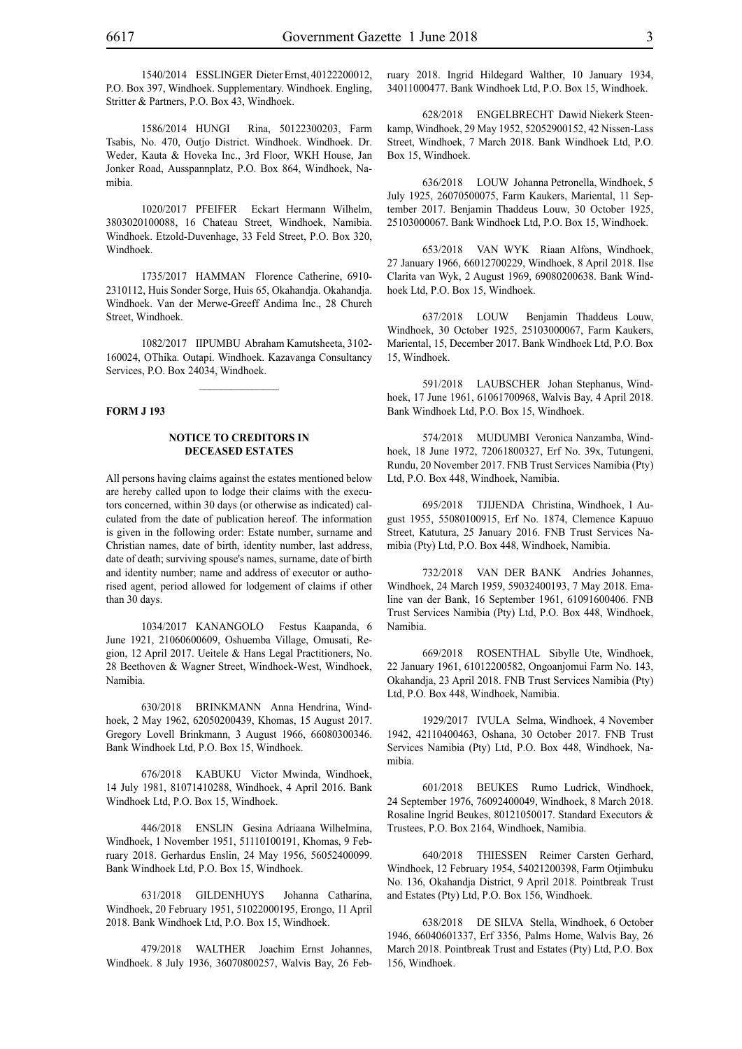1540/2014 ESSLINGER Dieter Ernst, 40122200012, P.O. Box 397, Windhoek. Supplementary. Windhoek. Engling, Stritter & Partners, P.O. Box 43, Windhoek.

1586/2014 HUNGI Rina, 50122300203, Farm Tsabis, No. 470, Outjo District. Windhoek. Windhoek. Dr. Weder, Kauta & Hoveka Inc., 3rd Floor, WKH House, Jan Jonker Road, Ausspannplatz, P.O. Box 864, Windhoek, Namibia.

1020/2017 PFEIFER Eckart Hermann Wilhelm, 3803020100088, 16 Chateau Street, Windhoek, Namibia. Windhoek. Etzold-Duvenhage, 33 Feld Street, P.O. Box 320, Windhoek.

1735/2017 HAMMAN Florence Catherine, 6910-2310112, Huis Sonder Sorge, Huis 65, Okahandja. Okahandja. Windhoek. Van der Merwe-Greeff Andima Inc., 28 Church Street, Windhoek.

1082/2017 IIPUMBU Abraham Kamutsheeta, 3102-160024, OThika. Outapi. Windhoek. Kazavanga Consultancy Services, P.O. Box 24034, Windhoek.

**FORM J 193**

**NOTICE TO CREDITORS IN DECEASED ESTATES**

All persons having claims against the estates mentioned below are hereby called upon to lodge their claims with the executors concerned, within 30 days (or otherwise as indicated) calculated from the date of publication hereof. The information is given in the following order: Estate number, surname and Christian names, date of birth, identity number, last address, date of death; surviving spouse's names, surname, date of birth and identity number; name and address of executor or authorised agent, period allowed for lodgement of claims if other than 30 days.

1034/2017 KANANGOLO Festus Kaapanda, 6 June 1921, 21060600609, Oshuemba Village, Omusati, Region, 12 April 2017. Ueitele & Hans Legal Practitioners, No. 28 Beethoven & Wagner Street, Windhoek-West, Windhoek, Namibia.

630/2018 BRINKMANN Anna Hendrina, Windhoek, 2 May 1962, 62050200439, Khomas, 15 August 2017. Gregory Lovell Brinkmann, 3 August 1966, 66080300346. Bank Windhoek Ltd, P.O. Box 15, Windhoek.

676/2018 KABUKU Victor Mwinda, Windhoek, 14 July 1981, 81071410288, Windhoek, 4 April 2016. Bank Windhoek Ltd, P.O. Box 15, Windhoek.

446/2018 ENSLIN Gesina Adriaana Wilhelmina, Windhoek, 1 November 1951, 51110100191, Khomas, 9 February 2018. Gerhardus Enslin, 24 May 1956, 56052400099. Bank Windhoek Ltd, P.O. Box 15, Windhoek.

631/2018 GILDENHUYS Johanna Catharina, Windhoek, 20 February 1951, 51022000195, Erongo, 11 April 2018. Bank Windhoek Ltd, P.O. Box 15, Windhoek.

479/2018 WALTHER Joachim Ernst Johannes, Windhoek. 8 July 1936, 36070800257, Walvis Bay, 26 February 2018. Ingrid Hildegard Walther, 10 January 1934, 34011000477. Bank Windhoek Ltd, P.O. Box 15, Windhoek.

628/2018 ENGELBRECHT Dawid Niekerk Steenkamp, Windhoek, 29 May 1952, 52052900152, 42 Nissen-Lass Street, Windhoek, 7 March 2018. Bank Windhoek Ltd, P.O. Box 15, Windhoek.

636/2018 LOUW Johanna Petronella, Windhoek, 5 July 1925, 26070500075, Farm Kaukers, Mariental, 11 September 2017. Benjamin Thaddeus Louw, 30 October 1925, 25103000067. Bank Windhoek Ltd, P.O. Box 15, Windhoek.

653/2018 VAN WYK Riaan Alfons, Windhoek, 27 January 1966, 66012700229, Windhoek, 8 April 2018. Ilse Clarita van Wyk, 2 August 1969, 69080200638. Bank Windhoek Ltd, P.O. Box 15, Windhoek.

637/2018 LOUW Benjamin Thaddeus Louw, Windhoek, 30 October 1925, 25103000067, Farm Kaukers, Mariental, 15, December 2017. Bank Windhoek Ltd, P.O. Box 15, Windhoek.

591/2018 LAUBSCHER Johan Stephanus, Windhoek, 17 June 1961, 61061700968, Walvis Bay, 4 April 2018. Bank Windhoek Ltd, P.O. Box 15, Windhoek.

574/2018 MUDUMBI Veronica Nanzamba, Windhoek, 18 June 1972, 72061800327, Erf No. 39x, Tutungeni, Rundu, 20 November 2017. FNB Trust Services Namibia (Pty) Ltd, P.O. Box 448, Windhoek, Namibia.

695/2018 TJIJENDA Christina, Windhoek, 1 August 1955, 55080100915, Erf No. 1874, Clemence Kapuuo Street, Katutura, 25 January 2016. FNB Trust Services Namibia (Pty) Ltd, P.O. Box 448, Windhoek, Namibia.

732/2018 VAN DER BANK Andries Johannes, Windhoek, 24 March 1959, 59032400193, 7 May 2018. Emaline van der Bank, 16 September 1961, 61091600406. FNB Trust Services Namibia (Pty) Ltd, P.O. Box 448, Windhoek, Namibia.

669/2018 ROSENTHAL Sibylle Ute, Windhoek, 22 January 1961, 61012200582, Ongoanjomui Farm No. 143, Okahandja, 23 April 2018. FNB Trust Services Namibia (Pty) Ltd, P.O. Box 448, Windhoek, Namibia.

1929/2017 IVULA Selma, Windhoek, 4 November 1942, 42110400463, Oshana, 30 October 2017. FNB Trust Services Namibia (Pty) Ltd, P.O. Box 448, Windhoek, Namibia.

601/2018 BEUKES Rumo Ludrick, Windhoek, 24 September 1976, 76092400049, Windhoek, 8 March 2018. Rosaline Ingrid Beukes, 80121050017. Standard Executors & Trustees, P.O. Box 2164, Windhoek, Namibia.

640/2018 THIESSEN Reimer Carsten Gerhard, Windhoek, 12 February 1954, 54021200398, Farm Otjimbuku No. 136, Okahandja District, 9 April 2018. Pointbreak Trust and Estates (Pty) Ltd, P.O. Box 156, Windhoek.

638/2018 DE SILVA Stella, Windhoek, 6 October 1946, 66040601337, Erf 3356, Palms Home, Walvis Bay, 26 March 2018. Pointbreak Trust and Estates (Pty) Ltd, P.O. Box 156, Windhoek.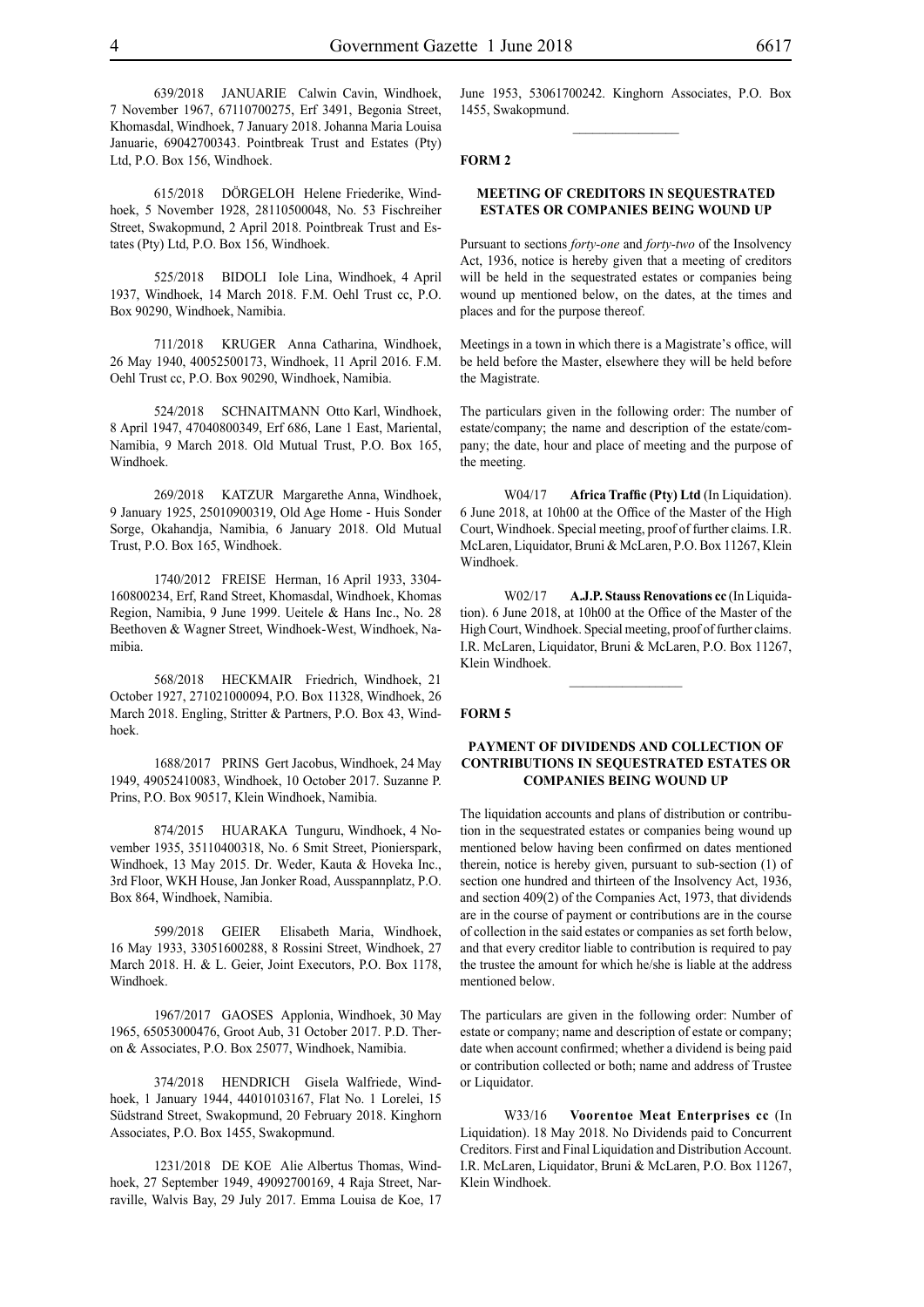639/2018 JANUARIE Calwin Cavin, Windhoek, 7 November 1967, 67110700275, Erf 3491, Begonia Street, Khomasdal, Windhoek, 7 January 2018. Johanna Maria Louisa Januarie, 69042700343. Pointbreak Trust and Estates (Pty) Ltd, P.O. Box 156, Windhoek.

615/2018 DÖRGELOH Helene Friederike, Windhoek, 5 November 1928, 28110500048, No. 53 Fischreiher Street, Swakopmund, 2 April 2018. Pointbreak Trust and Estates (Pty) Ltd, P.O. Box 156, Windhoek.

525/2018 BIDOLI Iole Lina, Windhoek, 4 April 1937, Windhoek, 14 March 2018. F.M. Oehl Trust cc, P.O. Box 90290, Windhoek, Namibia.

711/2018 KRUGER Anna Catharina, Windhoek, 26 May 1940, 40052500173, Windhoek, 11 April 2016. F.M. Oehl Trust cc, P.O. Box 90290, Windhoek, Namibia.

524/2018 SCHNAITMANN Otto Karl, Windhoek, 8 April 1947, 47040800349, Erf 686, Lane 1 East, Mariental, Namibia, 9 March 2018. Old Mutual Trust, P.O. Box 165, Windhoek.

269/2018 KATZUR Margarethe Anna, Windhoek, 9 January 1925, 25010900319, Old Age Home - Huis Sonder Sorge, Okahandja, Namibia, 6 January 2018. Old Mutual Trust, P.O. Box 165, Windhoek.

1740/2012 FREISE Herman, 16 April 1933, 3304-160800234, Erf, Rand Street, Khomasdal, Windhoek, Khomas Region, Namibia, 9 June 1999. Ueitele & Hans Inc., No. 28 Beethoven & Wagner Street, Windhoek-West, Windhoek, Namibia.

568/2018 HECKMAIR Friedrich, Windhoek, 21 October 1927, 271021000094, P.O. Box 11328, Windhoek, 26 March 2018. Engling, Stritter & Partners, P.O. Box 43, Windhoek.

1688/2017 PRINS Gert Jacobus, Windhoek, 24 May 1949, 49052410083, Windhoek, 10 October 2017. Suzanne P. Prins, P.O. Box 90517, Klein Windhoek, Namibia.

874/2015 HUARAKA Tunguru, Windhoek, 4 November 1935, 35110400318, No. 6 Smit Street, Pionierspark, Windhoek, 13 May 2015. Dr. Weder, Kauta & Hoveka Inc., 3rd Floor, WKH House, Jan Jonker Road, Ausspannplatz, P.O. Box 864, Windhoek, Namibia.

599/2018 GEIER Elisabeth Maria, Windhoek, 16 May 1933, 33051600288, 8 Rossini Street, Windhoek, 27 March 2018. H. & L. Geier, Joint Executors, P.O. Box 1178, Windhoek.

1967/2017 GAOSES Applonia, Windhoek, 30 May 1965, 65053000476, Groot Aub, 31 October 2017. P.D. Theron & Associates, P.O. Box 25077, Windhoek, Namibia.

374/2018 HENDRICH Gisela Walfriede, Windhoek, 1 January 1944, 44010103167, Flat No. 1 Lorelei, 15 Südstrand Street, Swakopmund, 20 February 2018. Kinghorn Associates, P.O. Box 1455, Swakopmund.

1231/2018 DE KOE Alie Albertus Thomas, Windhoek, 27 September 1949, 49092700169, 4 Raja Street, Narraville, Walvis Bay, 29 July 2017. Emma Louisa de Koe, 17 June 1953, 53061700242. Kinghorn Associates, P.O. Box 1455, Swakopmund.

---

**FORM 2**

## MEETING OF CREDITORS IN SEQUESTRATED ESTATES OR COMPANIES BEING WOUND UP

Pursuant to sections *forty-one* and *forty-two* of the Insolvency Act, 1936, notice is hereby given that a meeting of creditors will be held in the sequestrated estates or companies being wound up mentioned below, on the dates, at the times and places and for the purpose thereof.

Meetings in a town in which there is a Magistrate's office, will be held before the Master, elsewhere they will be held before the Magistrate.

The particulars given in the following order: The number of estate/company; the name and description of the estate/company; the date, hour and place of meeting and the purpose of the meeting.

W04/17 **Africa Traffic (Pty) Ltd** (In Liquidation). 6 June 2018, at 10h00 at the Office of the Master of the High Court, Windhoek. Special meeting, proof of further claims. I.R. McLaren, Liquidator, Bruni & McLaren, P.O. Box 11267, Klein Windhoek.

W02/17 **A.J.P. Stauss Renovations cc** (In Liquidation). 6 June 2018, at 10h00 at the Office of the Master of the High Court, Windhoek. Special meeting, proof of further claims. I.R. McLaren, Liquidator, Bruni & McLaren, P.O. Box 11267, Klein Windhoek.

---

**FORM 5**

## PAYMENT OF DIVIDENDS AND COLLECTION OF CONTRIBUTIONS IN SEQUESTRATED ESTATES OR COMPANIES BEING WOUND UP

The liquidation accounts and plans of distribution or contribution in the sequestrated estates or companies being wound up mentioned below having been confirmed on dates mentioned therein, notice is hereby given, pursuant to sub-section (1) of section one hundred and thirteen of the Insolvency Act, 1936, and section 409(2) of the Companies Act, 1973, that dividends are in the course of payment or contributions are in the course of collection in the said estates or companies as set forth below, and that every creditor liable to contribution is required to pay the trustee the amount for which he/she is liable at the address mentioned below.

The particulars are given in the following order: Number of estate or company; name and description of estate or company; date when account confirmed; whether a dividend is being paid or contribution collected or both; name and address of Trustee or Liquidator.

W33/16 **Voorentoe Meat Enterprises cc** (In Liquidation). 18 May 2018. No Dividends paid to Concurrent Creditors. First and Final Liquidation and Distribution Account. I.R. McLaren, Liquidator, Bruni & McLaren, P.O. Box 11267, Klein Windhoek.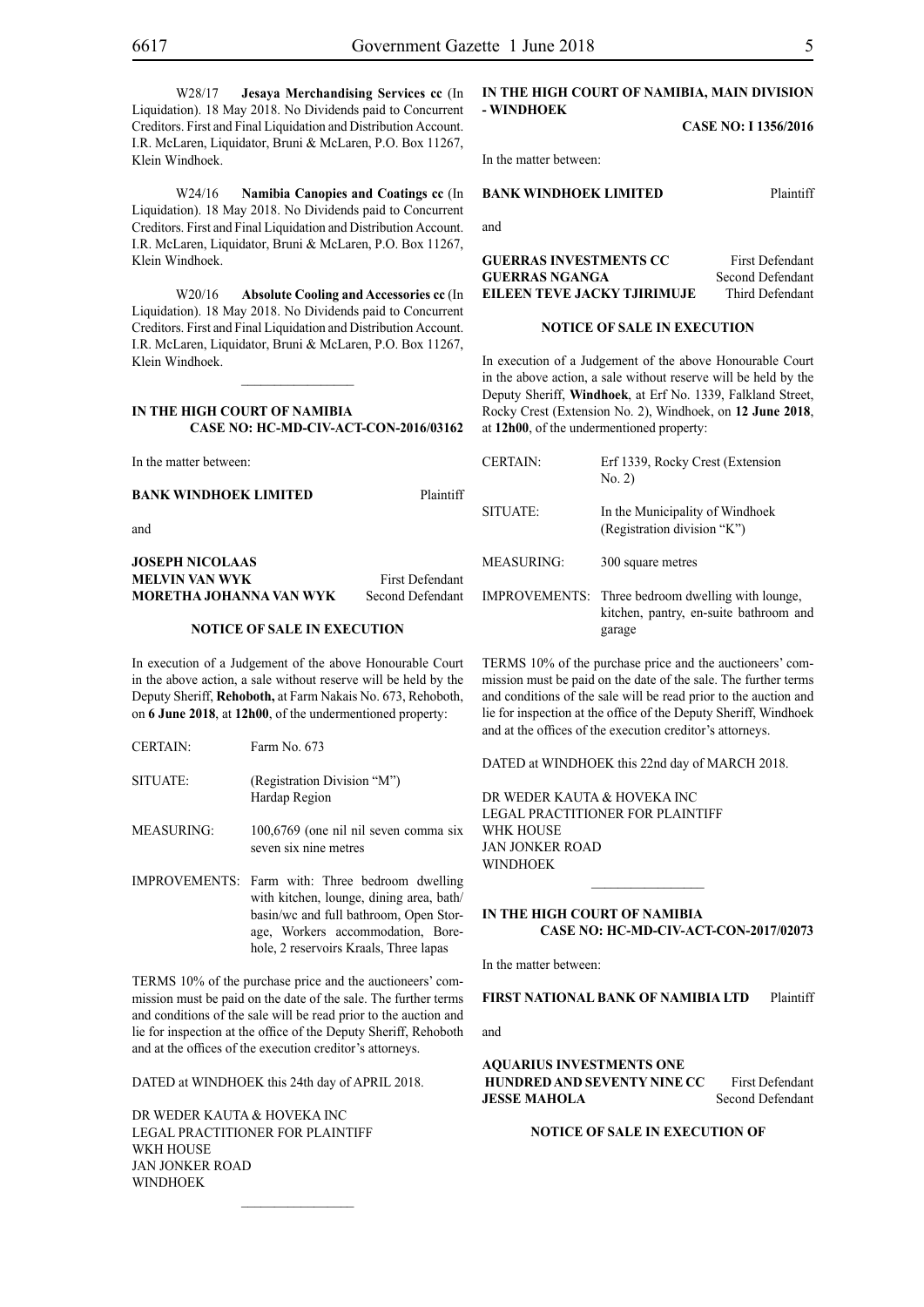W28/17 **Jesaya Merchandising Services cc** (In Liquidation). 18 May 2018. No Dividends paid to Concurrent Creditors. First and Final Liquidation and Distribution Account. I.R. McLaren, Liquidator, Bruni & McLaren, P.O. Box 11267, Klein Windhoek.

W24/16 **Namibia Canopies and Coatings cc** (In Liquidation). 18 May 2018. No Dividends paid to Concurrent Creditors. First and Final Liquidation and Distribution Account. I.R. McLaren, Liquidator, Bruni & McLaren, P.O. Box 11267, Klein Windhoek.

W20/16 **Absolute Cooling and Accessories cc** (In Liquidation). 18 May 2018. No Dividends paid to Concurrent Creditors. First and Final Liquidation and Distribution Account. I.R. McLaren, Liquidator, Bruni & McLaren, P.O. Box 11267, Klein Windhoek.

---

**IN THE HIGH COURT OF NAMIBIA**
**CASE NO: HC-MD-CIV-ACT-CON-2016/03162**

In the matter between:

**BANK WINDHOEK LIMITED** Plaintiff

and

**JOSEPH NICOLAAS**
**MELVIN VAN WYK** First Defendant
**MORETHA JOHANNA VAN WYK** Second Defendant

**NOTICE OF SALE IN EXECUTION**

In execution of a Judgement of the above Honourable Court in the above action, a sale without reserve will be held by the Deputy Sheriff, **Rehoboth,** at Farm Nakais No. 673, Rehoboth, on **6 June 2018**, at **12h00**, of the undermentioned property:

| | |
|---|---|
| CERTAIN: | Farm No. 673 |
| SITUATE: | (Registration Division "M") Hardap Region |
| MEASURING: | 100,6769 (one nil nil seven comma six seven six nine metres |
| IMPROVEMENTS: | Farm with: Three bedroom dwelling with kitchen, lounge, dining area, bath/basin/wc and full bathroom, Open Storage, Workers accommodation, Borehole, 2 reservoirs Kraals, Three lapas |

TERMS 10% of the purchase price and the auctioneers' commission must be paid on the date of the sale. The further terms and conditions of the sale will be read prior to the auction and lie for inspection at the office of the Deputy Sheriff, Rehoboth and at the offices of the execution creditor's attorneys.

DATED at WINDHOEK this 24th day of APRIL 2018.

DR WEDER KAUTA & HOVEKA INC
LEGAL PRACTITIONER FOR PLAINTIFF
WKH HOUSE
JAN JONKER ROAD
WINDHOEK

---

**IN THE HIGH COURT OF NAMIBIA, MAIN DIVISION - WINDHOEK**

**CASE NO: I 1356/2016**

In the matter between:

**BANK WINDHOEK LIMITED** Plaintiff

and

**GUERRAS INVESTMENTS CC** First Defendant
**GUERRAS NGANGA** Second Defendant
**EILEEN TEVE JACKY TJIRIMUJE** Third Defendant

**NOTICE OF SALE IN EXECUTION**

In execution of a Judgement of the above Honourable Court in the above action, a sale without reserve will be held by the Deputy Sheriff, **Windhoek**, at Erf No. 1339, Falkland Street, Rocky Crest (Extension No. 2), Windhoek, on **12 June 2018**, at **12h00**, of the undermentioned property:

| | |
|---|---|
| CERTAIN: | Erf 1339, Rocky Crest (Extension No. 2) |
| SITUATE: | In the Municipality of Windhoek (Registration division "K") |
| MEASURING: | 300 square metres |
| IMPROVEMENTS: | Three bedroom dwelling with lounge, kitchen, pantry, en-suite bathroom and garage |

TERMS 10% of the purchase price and the auctioneers' commission must be paid on the date of the sale. The further terms and conditions of the sale will be read prior to the auction and lie for inspection at the office of the Deputy Sheriff, Windhoek and at the offices of the execution creditor's attorneys.

DATED at WINDHOEK this 22nd day of MARCH 2018.

DR WEDER KAUTA & HOVEKA INC
LEGAL PRACTITIONER FOR PLAINTIFF
WHK HOUSE
JAN JONKER ROAD
WINDHOEK

---

**IN THE HIGH COURT OF NAMIBIA**
**CASE NO: HC-MD-CIV-ACT-CON-2017/02073**

In the matter between:

**FIRST NATIONAL BANK OF NAMIBIA LTD** Plaintiff

and

**AQUARIUS INVESTMENTS ONE HUNDRED AND SEVENTY NINE CC** First Defendant
**JESSE MAHOLA** Second Defendant

**NOTICE OF SALE IN EXECUTION OF**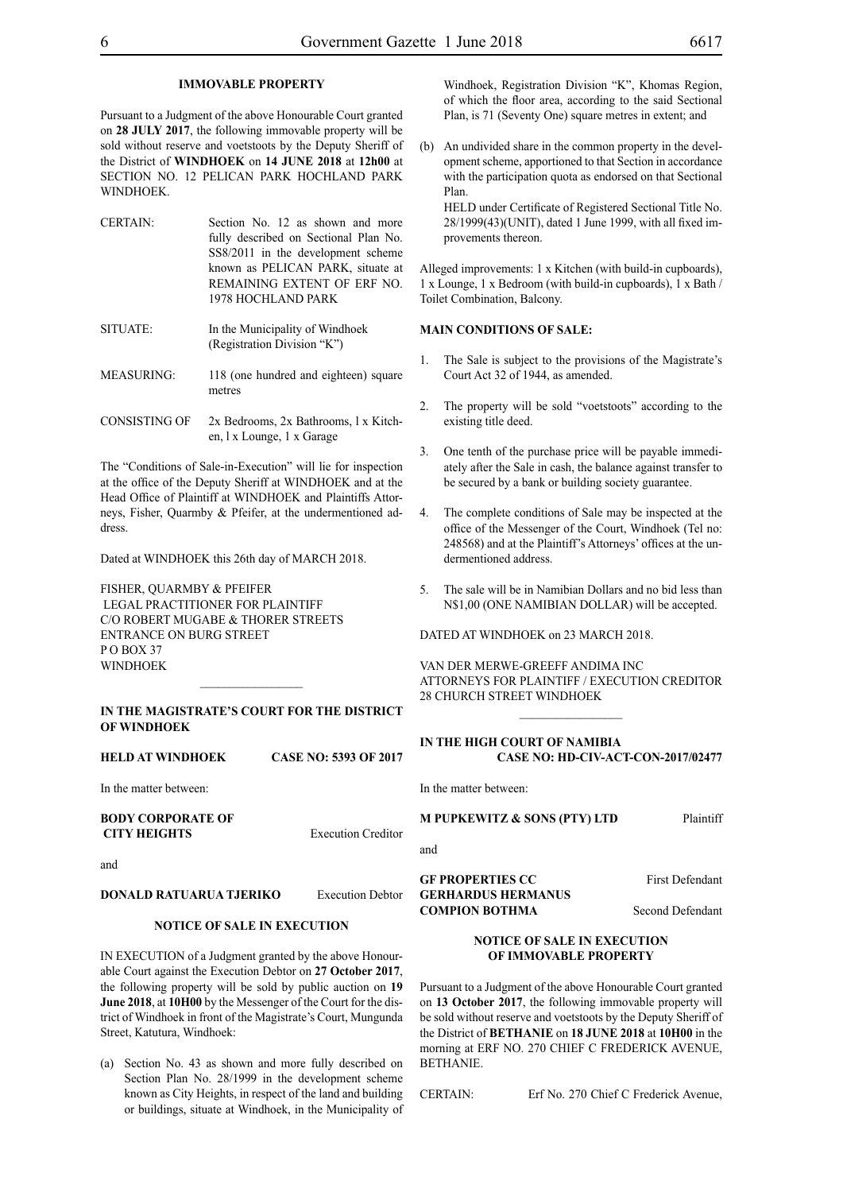**IMMOVABLE PROPERTY**

Pursuant to a Judgment of the above Honourable Court granted on **28 JULY 2017**, the following immovable property will be sold without reserve and voetstoots by the Deputy Sheriff of the District of **WINDHOEK** on **14 JUNE 2018** at **12h00** at SECTION NO. 12 PELICAN PARK HOCHLAND PARK WINDHOEK.

| | |
|---|---|
| CERTAIN: | Section No. 12 as shown and more fully described on Sectional Plan No. SS8/2011 in the development scheme known as PELICAN PARK, situate at REMAINING EXTENT OF ERF NO. 1978 HOCHLAND PARK |
| SITUATE: | In the Municipality of Windhoek (Registration Division "K") |
| MEASURING: | 118 (one hundred and eighteen) square metres |
| CONSISTING OF | 2x Bedrooms, 2x Bathrooms, l x Kitchen, l x Lounge, 1 x Garage |

The "Conditions of Sale-in-Execution" will lie for inspection at the office of the Deputy Sheriff at WINDHOEK and at the Head Office of Plaintiff at WINDHOEK and Plaintiffs Attorneys, Fisher, Quarmby & Pfeifer, at the undermentioned address.

Dated at WINDHOEK this 26th day of MARCH 2018.

FISHER, QUARMBY & PFEIFER
LEGAL PRACTITIONER FOR PLAINTIFF
C/O ROBERT MUGABE & THORER STREETS
ENTRANCE ON BURG STREET
P O BOX 37
WINDHOEK

---

**IN THE MAGISTRATE'S COURT FOR THE DISTRICT OF WINDHOEK**

**HELD AT WINDHOEK** **CASE NO: 5393 OF 2017**

In the matter between:

**BODY CORPORATE OF CITY HEIGHTS** Execution Creditor

and

**DONALD RATUARUA TJERIKO** Execution Debtor

**NOTICE OF SALE IN EXECUTION**

IN EXECUTION of a Judgment granted by the above Honourable Court against the Execution Debtor on **27 October 2017**, the following property will be sold by public auction on **19 June 2018**, at **10H00** by the Messenger of the Court for the district of Windhoek in front of the Magistrate's Court, Mungunda Street, Katutura, Windhoek:

(a) Section No. 43 as shown and more fully described on Section Plan No. 28/1999 in the development scheme known as City Heights, in respect of the land and building or buildings, situate at Windhoek, in the Municipality of Windhoek, Registration Division "K", Khomas Region, of which the floor area, according to the said Sectional Plan, is 71 (Seventy One) square metres in extent; and

(b) An undivided share in the common property in the development scheme, apportioned to that Section in accordance with the participation quota as endorsed on that Sectional Plan.
HELD under Certificate of Registered Sectional Title No. 28/1999(43)(UNIT), dated 1 June 1999, with all fixed improvements thereon.

Alleged improvements: 1 x Kitchen (with build-in cupboards), 1 x Lounge, 1 x Bedroom (with build-in cupboards), 1 x Bath / Toilet Combination, Balcony.

**MAIN CONDITIONS OF SALE:**

1. The Sale is subject to the provisions of the Magistrate's Court Act 32 of 1944, as amended.

2. The property will be sold "voetstoots" according to the existing title deed.

3. One tenth of the purchase price will be payable immediately after the Sale in cash, the balance against transfer to be secured by a bank or building society guarantee.

4. The complete conditions of Sale may be inspected at the office of the Messenger of the Court, Windhoek (Tel no: 248568) and at the Plaintiff's Attorneys' offices at the undermentioned address.

5. The sale will be in Namibian Dollars and no bid less than N$1,00 (ONE NAMIBIAN DOLLAR) will be accepted.

DATED AT WINDHOEK on 23 MARCH 2018.

VAN DER MERWE-GREEFF ANDIMA INC
ATTORNEYS FOR PLAINTIFF / EXECUTION CREDITOR
28 CHURCH STREET WINDHOEK

---

**IN THE HIGH COURT OF NAMIBIA**
**CASE NO: HD-CIV-ACT-CON-2017/02477**

In the matter between:

**M PUPKEWITZ & SONS (PTY) LTD** Plaintiff

and

**GF PROPERTIES CC** First Defendant
**GERHARDUS HERMANUS COMPION BOTHMA** Second Defendant

**NOTICE OF SALE IN EXECUTION OF IMMOVABLE PROPERTY**

Pursuant to a Judgment of the above Honourable Court granted on **13 October 2017**, the following immovable property will be sold without reserve and voetstoots by the Deputy Sheriff of the District of **BETHANIE** on **18 JUNE 2018** at **10H00** in the morning at ERF NO. 270 CHIEF C FREDERICK AVENUE, BETHANIE.

CERTAIN: Erf No. 270 Chief C Frederick Avenue,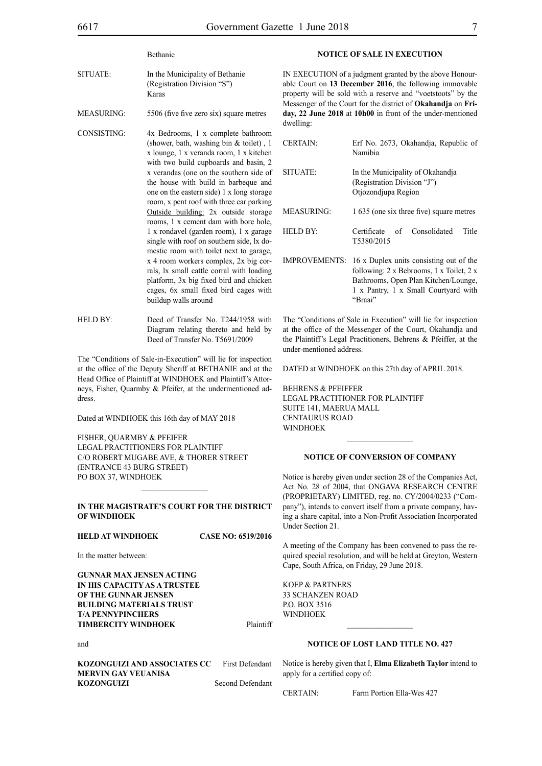| | |
|---|---|
| | Bethanie |
| SITUATE: | In the Municipality of Bethanie (Registration Division "S") Karas |
| MEASURING: | 5506 (five five zero six) square metres |
| CONSISTING: | 4x Bedrooms, 1 x complete bathroom (shower, bath, washing bin & toilet) , 1 x lounge, 1 x veranda room, 1 x kitchen with two build cupboards and basin, 2 x verandas (one on the southern side of the house with build in barbeque and one on the eastern side) 1 x long storage room, x pent roof with three car parking Outside building: 2x outside storage rooms, 1 x cement dam with bore hole, 1 x rondavel (garden room), 1 x garage single with roof on southern side, lx domestic room with toilet next to garage, x 4 room workers complex, 2x big corrals, lx small cattle corral with loading platform, 3x big fixed bird and chicken cages, 6x small fixed bird cages with buildup walls around |
| HELD BY: | Deed of Transfer No. T244/1958 with Diagram relating thereto and held by Deed of Transfer No. T5691/2009 |

The "Conditions of Sale-in-Execution" will lie for inspection at the office of the Deputy Sheriff at BETHANIE and at the Head Office of Plaintiff at WINDHOEK and Plaintiff's Attorneys, Fisher, Quarmby & Pfeifer, at the undermentioned address.

Dated at WINDHOEK this 16th day of MAY 2018

FISHER, QUARMBY & PFEIFER
LEGAL PRACTITIONERS FOR PLAINTIFF
C/O ROBERT MUGABE AVE, & THORER STREET
(ENTRANCE 43 BURG STREET)
PO BOX 37, WINDHOEK

---

**IN THE MAGISTRATE'S COURT FOR THE DISTRICT OF WINDHOEK**

**HELD AT WINDHOEK CASE NO: 6519/2016**

In the matter between:

**GUNNAR MAX JENSEN ACTING IN HIS CAPACITY AS A TRUSTEE OF THE GUNNAR JENSEN BUILDING MATERIALS TRUST T/A PENNYPINCHERS TIMBERCITY WINDHOEK** Plaintiff

and

**KOZONGUIZI AND ASSOCIATES CC** First Defendant
**MERVIN GAY VEUANISA KOZONGUIZI** Second Defendant

**NOTICE OF SALE IN EXECUTION**

IN EXECUTION of a judgment granted by the above Honourable Court on **13 December 2016**, the following immovable property will be sold with a reserve and "voetstoots" by the Messenger of the Court for the district of **Okahandja** on **Friday, 22 June 2018** at **10h00** in front of the under-mentioned dwelling:

| | |
|---|---|
| CERTAIN: | Erf No. 2673, Okahandja, Republic of Namibia |
| SITUATE: | In the Municipality of Okahandja (Registration Division "J") Otjozondjupa Region |
| MEASURING: | 1 635 (one six three five) square metres |
| HELD BY: | Certificate of Consolidated Title T5380/2015 |
| IMPROVEMENTS: | 16 x Duplex units consisting out of the following: 2 x Bebrooms, 1 x Toilet, 2 x Bathrooms, Open Plan Kitchen/Lounge, 1 x Pantry, 1 x Small Courtyard with "Braai" |

The "Conditions of Sale in Execution" will lie for inspection at the office of the Messenger of the Court, Okahandja and the Plaintiff's Legal Practitioners, Behrens & Pfeiffer, at the under-mentioned address.

DATED at WINDHOEK on this 27th day of APRIL 2018.

BEHRENS & PFEIFFER
LEGAL PRACTITIONER FOR PLAINTIFF
SUITE 141, MAERUA MALL
CENTAURUS ROAD
WINDHOEK

---

**NOTICE OF CONVERSION OF COMPANY**

Notice is hereby given under section 28 of the Companies Act, Act No. 28 of 2004, that ONGAVA RESEARCH CENTRE (PROPRIETARY) LIMITED, reg. no. CY/2004/0233 ("Company"), intends to convert itself from a private company, having a share capital, into a Non-Profit Association Incorporated Under Section 21.

A meeting of the Company has been convened to pass the required special resolution, and will be held at Greyton, Western Cape, South Africa, on Friday, 29 June 2018.

KOEP & PARTNERS
33 SCHANZEN ROAD
P.O. BOX 3516
WINDHOEK

---

**NOTICE OF LOST LAND TITLE NO. 427**

Notice is hereby given that I, **Elma Elizabeth Taylor** intend to apply for a certified copy of:

| | |
|---|---|
| CERTAIN: | Farm Portion Ella-Wes 427 |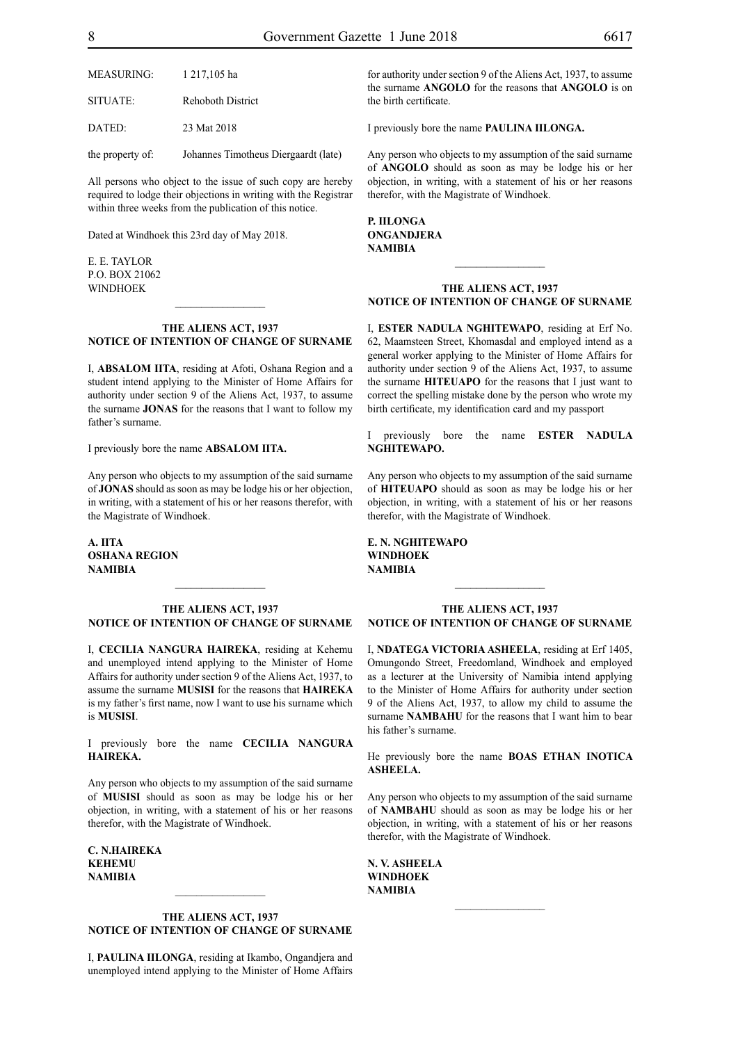| | |
|---|---|
| MEASURING: | 1 217,105 ha |
| SITUATE: | Rehoboth District |
| DATED: | 23 Mat 2018 |
| the property of: | Johannes Timotheus Diergaardt (late) |

All persons who object to the issue of such copy are hereby required to lodge their objections in writing with the Registrar within three weeks from the publication of this notice.

Dated at Windhoek this 23rd day of May 2018.

E. E. TAYLOR
P.O. BOX 21062
WINDHOEK

**THE ALIENS ACT, 1937**
**NOTICE OF INTENTION OF CHANGE OF SURNAME**

I, **ABSALOM IITA**, residing at Afoti, Oshana Region and a student intend applying to the Minister of Home Affairs for authority under section 9 of the Aliens Act, 1937, to assume the surname **JONAS** for the reasons that I want to follow my father's surname.

I previously bore the name **ABSALOM IITA.**

Any person who objects to my assumption of the said surname of **JONAS** should as soon as may be lodge his or her objection, in writing, with a statement of his or her reasons therefor, with the Magistrate of Windhoek.

**A. IITA**
**OSHANA REGION**
**NAMIBIA**

**THE ALIENS ACT, 1937**
**NOTICE OF INTENTION OF CHANGE OF SURNAME**

I, **CECILIA NANGURA HAIREKA**, residing at Kehemu and unemployed intend applying to the Minister of Home Affairs for authority under section 9 of the Aliens Act, 1937, to assume the surname **MUSISI** for the reasons that **HAIREKA** is my father's first name, now I want to use his surname which is **MUSISI**.

I previously bore the name **CECILIA NANGURA HAIREKA.**

Any person who objects to my assumption of the said surname of **MUSISI** should as soon as may be lodge his or her objection, in writing, with a statement of his or her reasons therefor, with the Magistrate of Windhoek.

**C. N.HAIREKA**
**KEHEMU**
**NAMIBIA**

**THE ALIENS ACT, 1937**
**NOTICE OF INTENTION OF CHANGE OF SURNAME**

I, **PAULINA IILONGA**, residing at Ikambo, Ongandjera and unemployed intend applying to the Minister of Home Affairs for authority under section 9 of the Aliens Act, 1937, to assume the surname **ANGOLO** for the reasons that **ANGOLO** is on the birth certificate.

I previously bore the name **PAULINA IILONGA.**

Any person who objects to my assumption of the said surname of **ANGOLO** should as soon as may be lodge his or her objection, in writing, with a statement of his or her reasons therefor, with the Magistrate of Windhoek.

**P. IILONGA**
**ONGANDJERA**
**NAMIBIA**

**THE ALIENS ACT, 1937**
**NOTICE OF INTENTION OF CHANGE OF SURNAME**

I, **ESTER NADULA NGHITEWAPO**, residing at Erf No. 62, Maamsteen Street, Khomasdal and employed intend as a general worker applying to the Minister of Home Affairs for authority under section 9 of the Aliens Act, 1937, to assume the surname **HITEUAPO** for the reasons that I just want to correct the spelling mistake done by the person who wrote my birth certificate, my identification card and my passport

I previously bore the name **ESTER NADULA NGHITEWAPO.**

Any person who objects to my assumption of the said surname of **HITEUAPO** should as soon as may be lodge his or her objection, in writing, with a statement of his or her reasons therefor, with the Magistrate of Windhoek.

**E. N. NGHITEWAPO**
**WINDHOEK**
**NAMIBIA**

**THE ALIENS ACT, 1937**
**NOTICE OF INTENTION OF CHANGE OF SURNAME**

I, **NDATEGA VICTORIA ASHEELA**, residing at Erf 1405, Omungondo Street, Freedomland, Windhoek and employed as a lecturer at the University of Namibia intend applying to the Minister of Home Affairs for authority under section 9 of the Aliens Act, 1937, to allow my child to assume the surname **NAMBAHU** for the reasons that I want him to bear his father's surname.

He previously bore the name **BOAS ETHAN INOTICA ASHEELA.**

Any person who objects to my assumption of the said surname of **NAMBAHU** should as soon as may be lodge his or her objection, in writing, with a statement of his or her reasons therefor, with the Magistrate of Windhoek.

**N. V. ASHEELA**
**WINDHOEK**
**NAMIBIA**